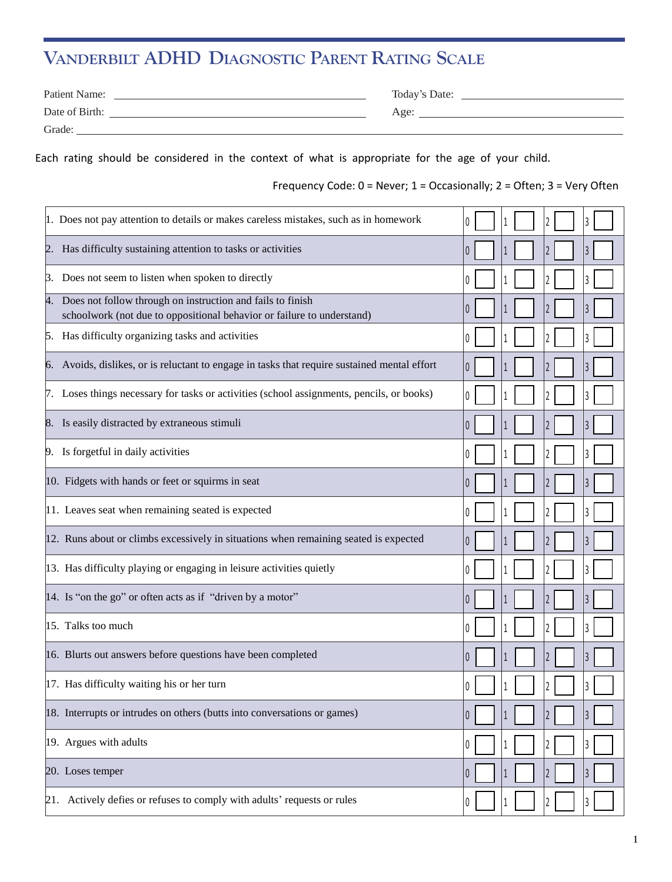# Vanderbilt ADHD Diagnostic Parent Rating Scale

Patient Name: ______________________ Today's Date: ______________________

Date of Birth: ______________________ Age: ______________________

Grade: ______________________

Each rating should be considered in the context of what is appropriate for the age of your child.

Frequency Code: 0 = Never; 1 = Occasionally; 2 = Often; 3 = Very Often

| Item | 0 | 1 | 2 | 3 |
|---|---|---|---|---|
| 1. Does not pay attention to details or makes careless mistakes, such as in homework | ☐ | ☐ | ☐ | ☐ |
| 2. Has difficulty sustaining attention to tasks or activities | ☐ | ☐ | ☐ | ☐ |
| 3. Does not seem to listen when spoken to directly | ☐ | ☐ | ☐ | ☐ |
| 4. Does not follow through on instruction and fails to finish schoolwork (not due to oppositional behavior or failure to understand) | ☐ | ☐ | ☐ | ☐ |
| 5. Has difficulty organizing tasks and activities | ☐ | ☐ | ☐ | ☐ |
| 6. Avoids, dislikes, or is reluctant to engage in tasks that require sustained mental effort | ☐ | ☐ | ☐ | ☐ |
| 7. Loses things necessary for tasks or activities (school assignments, pencils, or books) | ☐ | ☐ | ☐ | ☐ |
| 8. Is easily distracted by extraneous stimuli | ☐ | ☐ | ☐ | ☐ |
| 9. Is forgetful in daily activities | ☐ | ☐ | ☐ | ☐ |
| 10. Fidgets with hands or feet or squirms in seat | ☐ | ☐ | ☐ | ☐ |
| 11. Leaves seat when remaining seated is expected | ☐ | ☐ | ☐ | ☐ |
| 12. Runs about or climbs excessively in situations when remaining seated is expected | ☐ | ☐ | ☐ | ☐ |
| 13. Has difficulty playing or engaging in leisure activities quietly | ☐ | ☐ | ☐ | ☐ |
| 14. Is "on the go" or often acts as if "driven by a motor" | ☐ | ☐ | ☐ | ☐ |
| 15. Talks too much | ☐ | ☐ | ☐ | ☐ |
| 16. Blurts out answers before questions have been completed | ☐ | ☐ | ☐ | ☐ |
| 17. Has difficulty waiting his or her turn | ☐ | ☐ | ☐ | ☐ |
| 18. Interrupts or intrudes on others (butts into conversations or games) | ☐ | ☐ | ☐ | ☐ |
| 19. Argues with adults | ☐ | ☐ | ☐ | ☐ |
| 20. Loses temper | ☐ | ☐ | ☐ | ☐ |
| 21. Actively defies or refuses to comply with adults' requests or rules | ☐ | ☐ | ☐ | ☐ |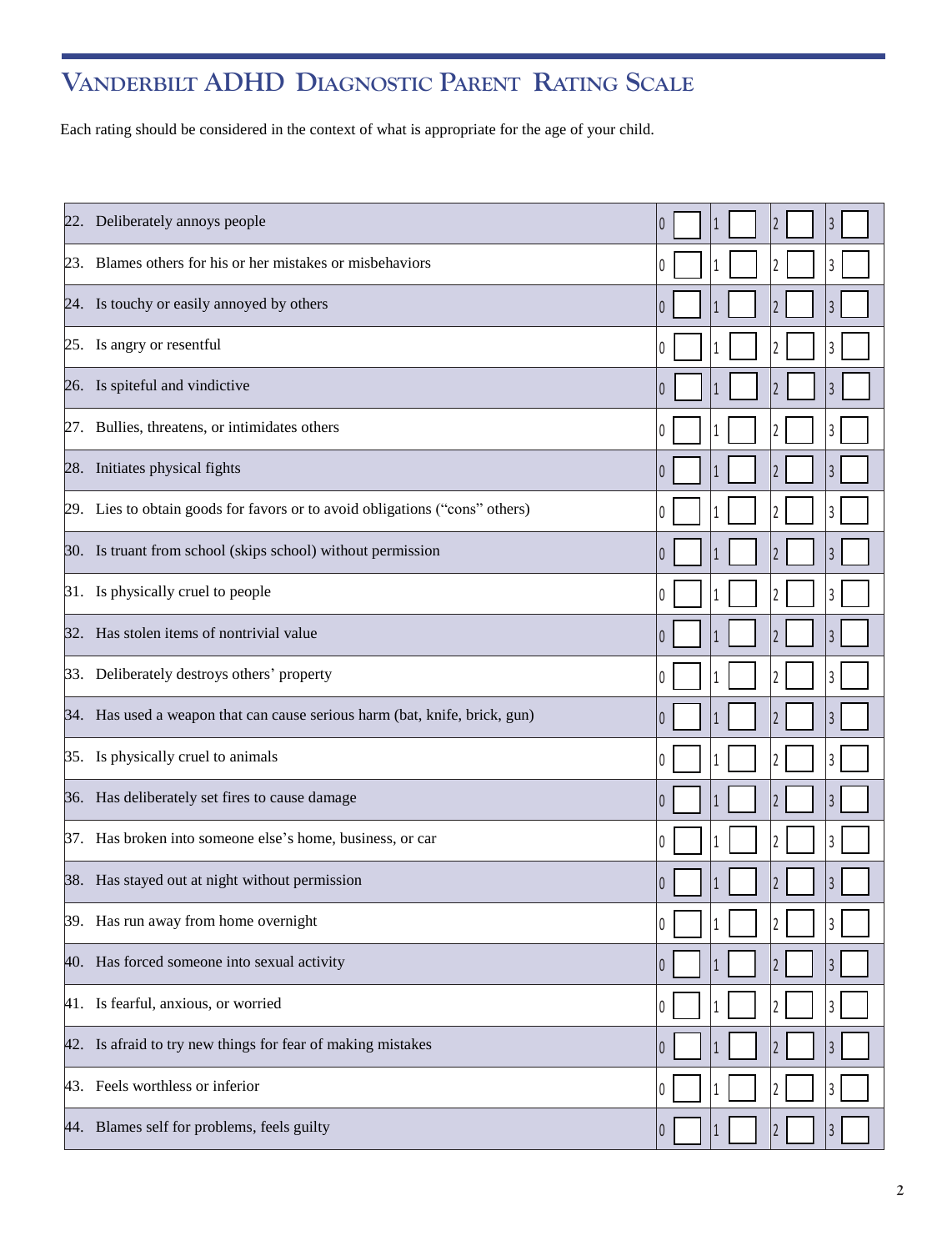# VANDERBILT ADHD DIAGNOSTIC PARENT RATING SCALE

Each rating should be considered in the context of what is appropriate for the age of your child.

| Item | 0 | 1 | 2 | 3 |
|---|---|---|---|---|
| 22. Deliberately annoys people | 0 | 1 | 2 | 3 |
| 23. Blames others for his or her mistakes or misbehaviors | 0 | 1 | 2 | 3 |
| 24. Is touchy or easily annoyed by others | 0 | 1 | 2 | 3 |
| 25. Is angry or resentful | 0 | 1 | 2 | 3 |
| 26. Is spiteful and vindictive | 0 | 1 | 2 | 3 |
| 27. Bullies, threatens, or intimidates others | 0 | 1 | 2 | 3 |
| 28. Initiates physical fights | 0 | 1 | 2 | 3 |
| 29. Lies to obtain goods for favors or to avoid obligations (“cons” others) | 0 | 1 | 2 | 3 |
| 30. Is truant from school (skips school) without permission | 0 | 1 | 2 | 3 |
| 31. Is physically cruel to people | 0 | 1 | 2 | 3 |
| 32. Has stolen items of nontrivial value | 0 | 1 | 2 | 3 |
| 33. Deliberately destroys others’ property | 0 | 1 | 2 | 3 |
| 34. Has used a weapon that can cause serious harm (bat, knife, brick, gun) | 0 | 1 | 2 | 3 |
| 35. Is physically cruel to animals | 0 | 1 | 2 | 3 |
| 36. Has deliberately set fires to cause damage | 0 | 1 | 2 | 3 |
| 37. Has broken into someone else’s home, business, or car | 0 | 1 | 2 | 3 |
| 38. Has stayed out at night without permission | 0 | 1 | 2 | 3 |
| 39. Has run away from home overnight | 0 | 1 | 2 | 3 |
| 40. Has forced someone into sexual activity | 0 | 1 | 2 | 3 |
| 41. Is fearful, anxious, or worried | 0 | 1 | 2 | 3 |
| 42. Is afraid to try new things for fear of making mistakes | 0 | 1 | 2 | 3 |
| 43. Feels worthless or inferior | 0 | 1 | 2 | 3 |
| 44. Blames self for problems, feels guilty | 0 | 1 | 2 | 3 |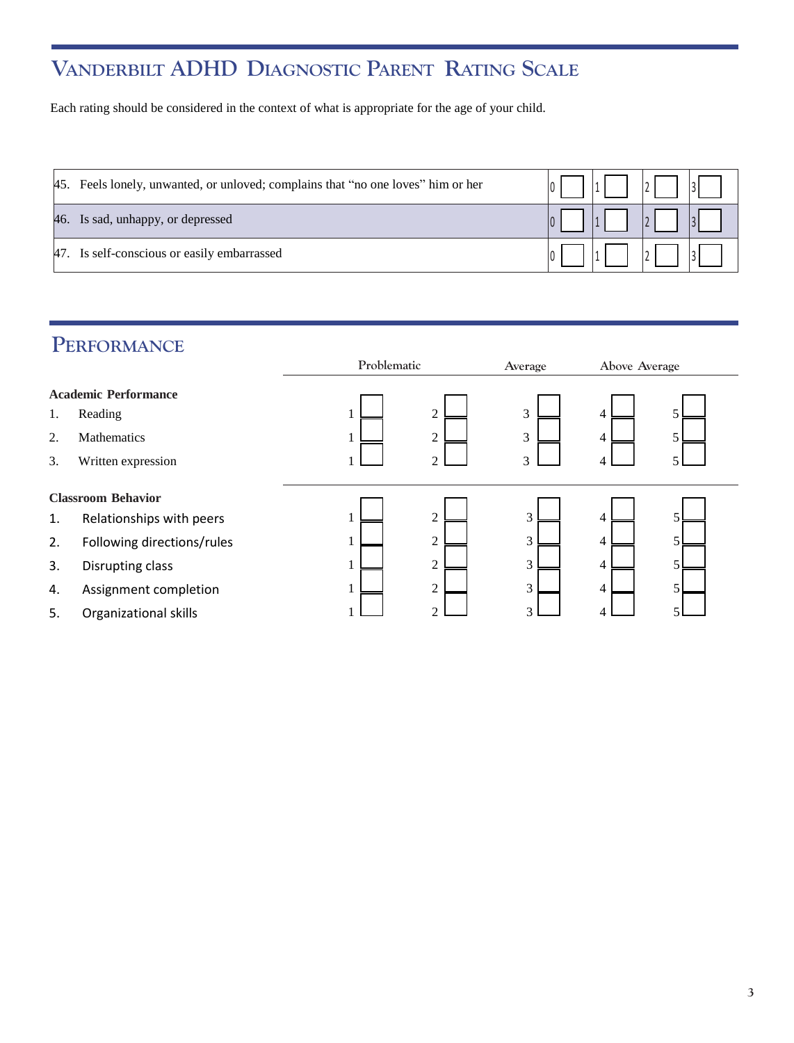# Vanderbilt ADHD Diagnostic Parent Rating Scale

Each rating should be considered in the context of what is appropriate for the age of your child.

| | | | | |
|---|---|---|---|---|
| 45. Feels lonely, unwanted, or unloved; complains that "no one loves" him or her | 0 | 1 | 2 | 3 |
| 46. Is sad, unhappy, or depressed | 0 | 1 | 2 | 3 |
| 47. Is self-conscious or easily embarrassed | 0 | 1 | 2 | 3 |

## Performance

| | Problematic | | Average | Above Average | |
|---|---|---|---|---|---|
| **Academic Performance** | | | | | |
| 1. Reading | 1 | 2 | 3 | 4 | 5 |
| 2. Mathematics | 1 | 2 | 3 | 4 | 5 |
| 3. Written expression | 1 | 2 | 3 | 4 | 5 |
| **Classroom Behavior** | | | | | |
| 1. Relationships with peers | 1 | 2 | 3 | 4 | 5 |
| 2. Following directions/rules | 1 | 2 | 3 | 4 | 5 |
| 3. Disrupting class | 1 | 2 | 3 | 4 | 5 |
| 4. Assignment completion | 1 | 2 | 3 | 4 | 5 |
| 5. Organizational skills | 1 | 2 | 3 | 4 | 5 |